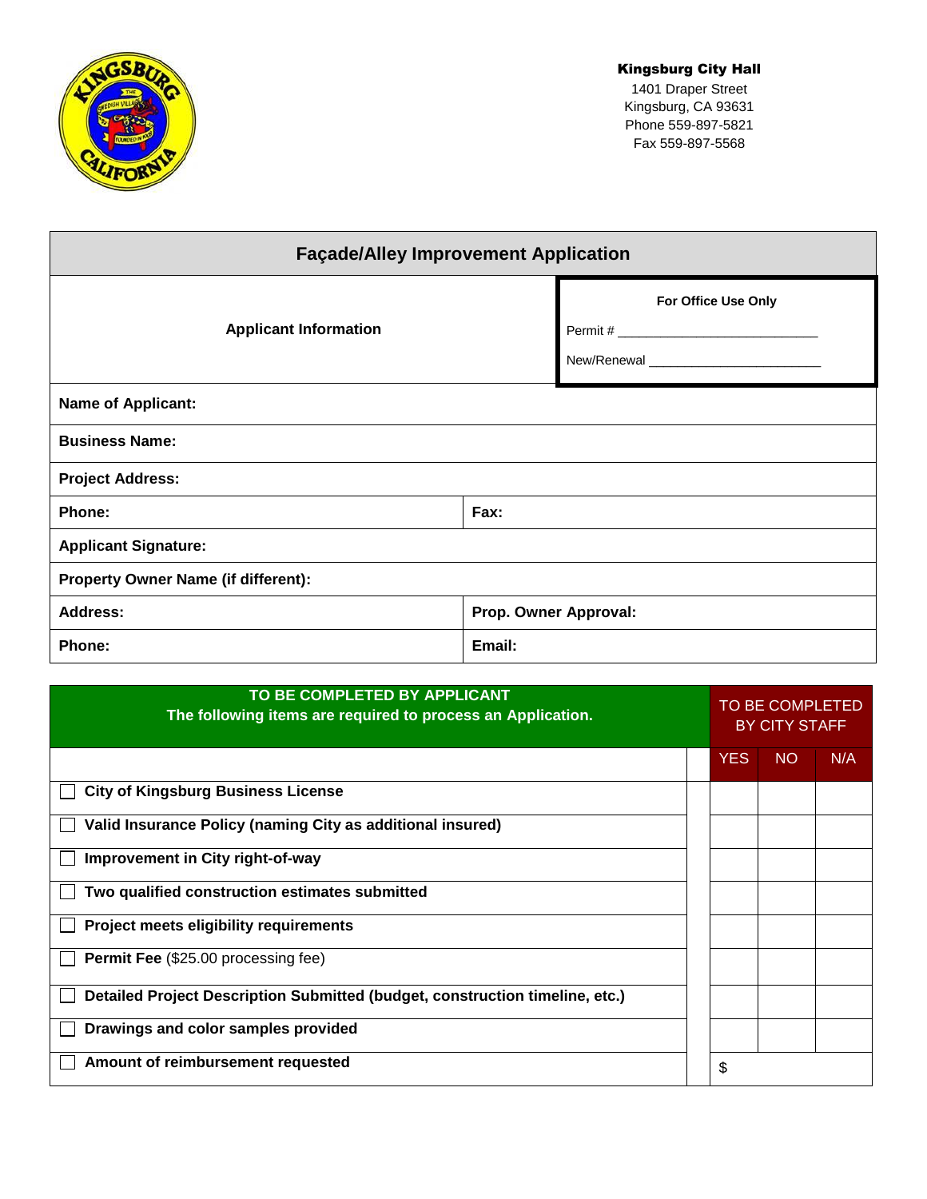**Kingsburg City Hall**
1401 Draper Street
Kingsburg, CA 93631
Phone 559-897-5821
Fax 559-897-5568

# Façade/Alley Improvement Application

| Applicant Information | For Office Use Only<br>Permit # ___________________________<br>New/Renewal _________________________ |
|---|---|
| **Name of Applicant:** | |
| **Business Name:** | |
| **Project Address:** | |
| **Phone:** | **Fax:** |
| **Applicant Signature:** | |
| **Property Owner Name (if different):** | |
| **Address:** | **Prop. Owner Approval:** |
| **Phone:** | **Email:** |

| **TO BE COMPLETED BY APPLICANT**<br>**The following items are required to process an Application.** | TO BE COMPLETED BY CITY STAFF | | |
|---|---|---|---|
| | YES | NO | N/A |
| ☐ **City of Kingsburg Business License** | | | |
| ☐ **Valid Insurance Policy (naming City as additional insured)** | | | |
| ☐ **Improvement in City right-of-way** | | | |
| ☐ **Two qualified construction estimates submitted** | | | |
| ☐ **Project meets eligibility requirements** | | | |
| ☐ **Permit Fee** ($25.00 processing fee) | | | |
| ☐ **Detailed Project Description Submitted (budget, construction timeline, etc.)** | | | |
| ☐ **Drawings and color samples provided** | | | |
| ☐ **Amount of reimbursement requested** | $ | | |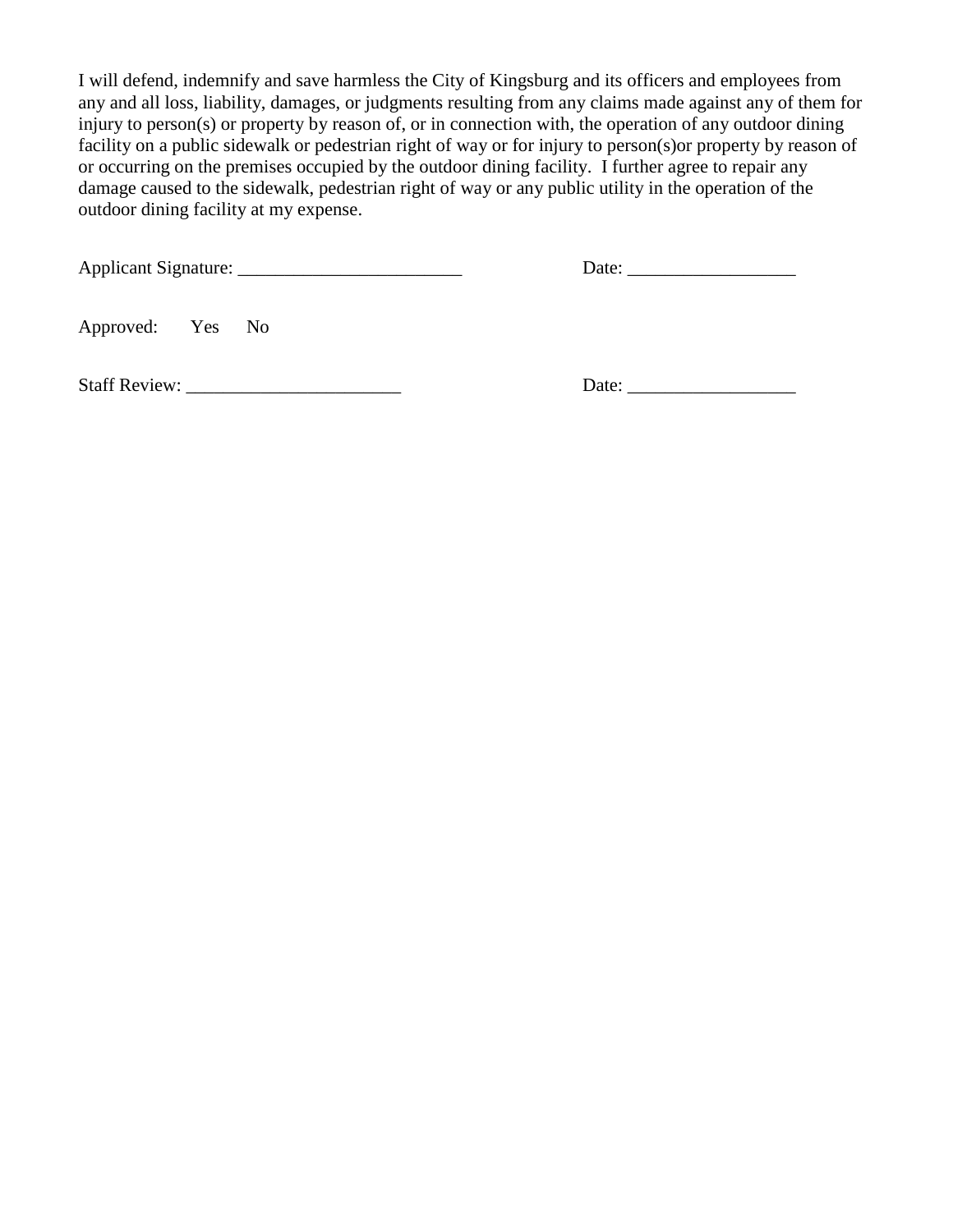I will defend, indemnify and save harmless the City of Kingsburg and its officers and employees from any and all loss, liability, damages, or judgments resulting from any claims made against any of them for injury to person(s) or property by reason of, or in connection with, the operation of any outdoor dining facility on a public sidewalk or pedestrian right of way or for injury to person(s)or property by reason of or occurring on the premises occupied by the outdoor dining facility. I further agree to repair any damage caused to the sidewalk, pedestrian right of way or any public utility in the operation of the outdoor dining facility at my expense.

Applicant Signature: ________________________ Date: __________________

Approved: Yes No

Staff Review: _______________________ Date: __________________